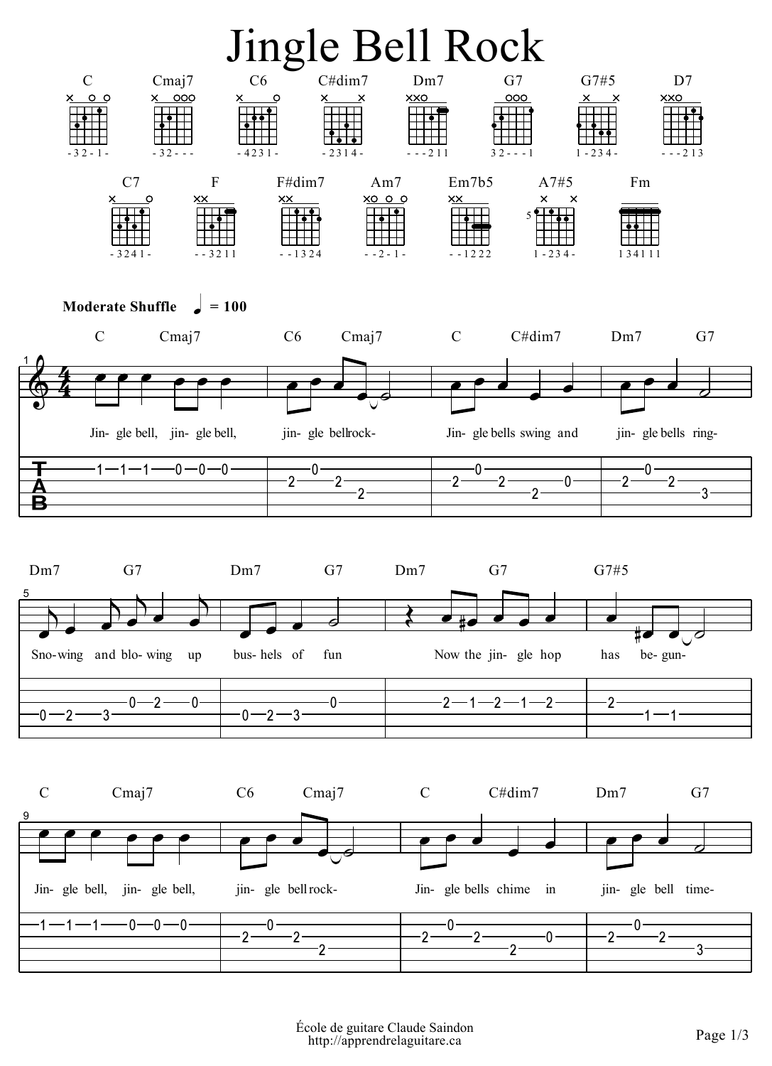# Jingle Bell Rock

C | Cmaj7 | C6 | C#dim7 | Dm7 | G7 | G7#5 | D7

- 3 2 - 1 - | - 3 2 - - - | - 4 2 3 1 - | - 2 3 1 4 - | - - - 2 1 1 | 3 2 - - - 1 | 1 - 2 3 4 - | - - - 2 1 3

C7 | F | F#dim7 | Am7 | Em7b5 | A7#5 | Fm

- 3 2 4 1 - | - - 3 2 1 1 | - - 1 3 2 4 | - - 2 - 1 - | - - 1 2 2 2 | 1 - 2 3 4 - | 1 3 4 1 1 1

**Moderate Shuffle** ♩ = 100

C Cmaj7 | C6 Cmaj7 | C C#dim7 | Dm7 G7

Jin- gle bell, jin- gle bell, jin- gle bell rock- Jin- gle bells swing and jin- gle bells ring-

Dm7 G7 | Dm7 G7 | Dm7 G7 | G7#5

Sno- wing and blo- wing up bus- hels of fun Now the jin- gle hop has be- gun-

C Cmaj7 | C6 Cmaj7 | C C#dim7 | Dm7 G7

Jin- gle bell, jin- gle bell, jin- gle bell rock- Jin- gle bells chime in jin- gle bell time-

École de guitare Claude Saindon
http://apprendrelaguitare.ca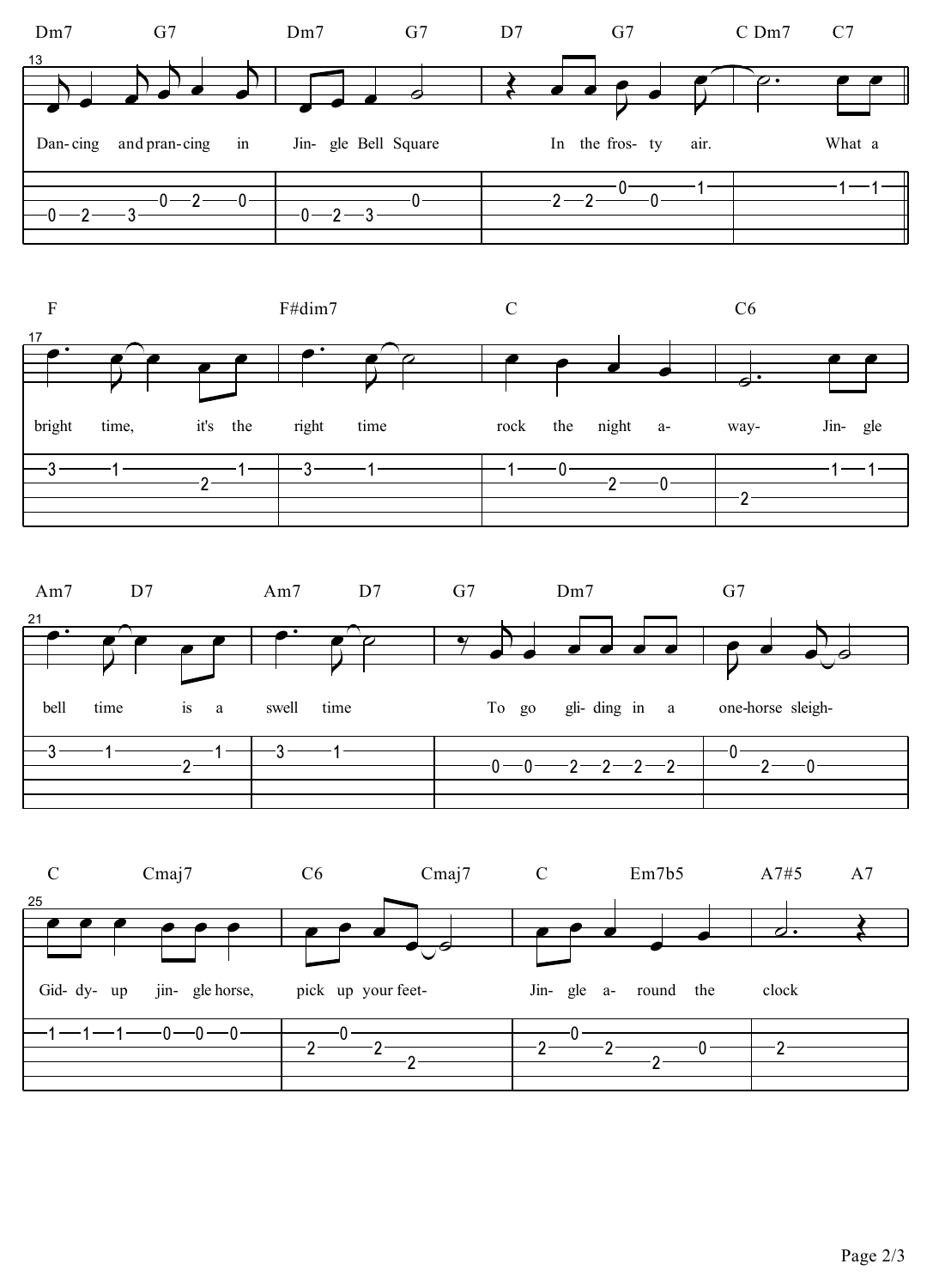Dm7 G7 Dm7 G7 D7 G7 C Dm7 C7

13

Dan- cing and pran- cing in Jin- gle Bell Square In the fros- ty air. What a

F F#dim7 C C6

17

bright time, it's the right time rock the night a- way- Jin- gle

Am7 D7 Am7 D7 G7 Dm7 G7

21

bell time is a swell time To go gli- ding in a one-horse sleigh-

C Cmaj7 C6 Cmaj7 C Em7b5 A7#5 A7

25

Gid- dy- up jin- gle horse, pick up your feet- Jin- gle a- round the clock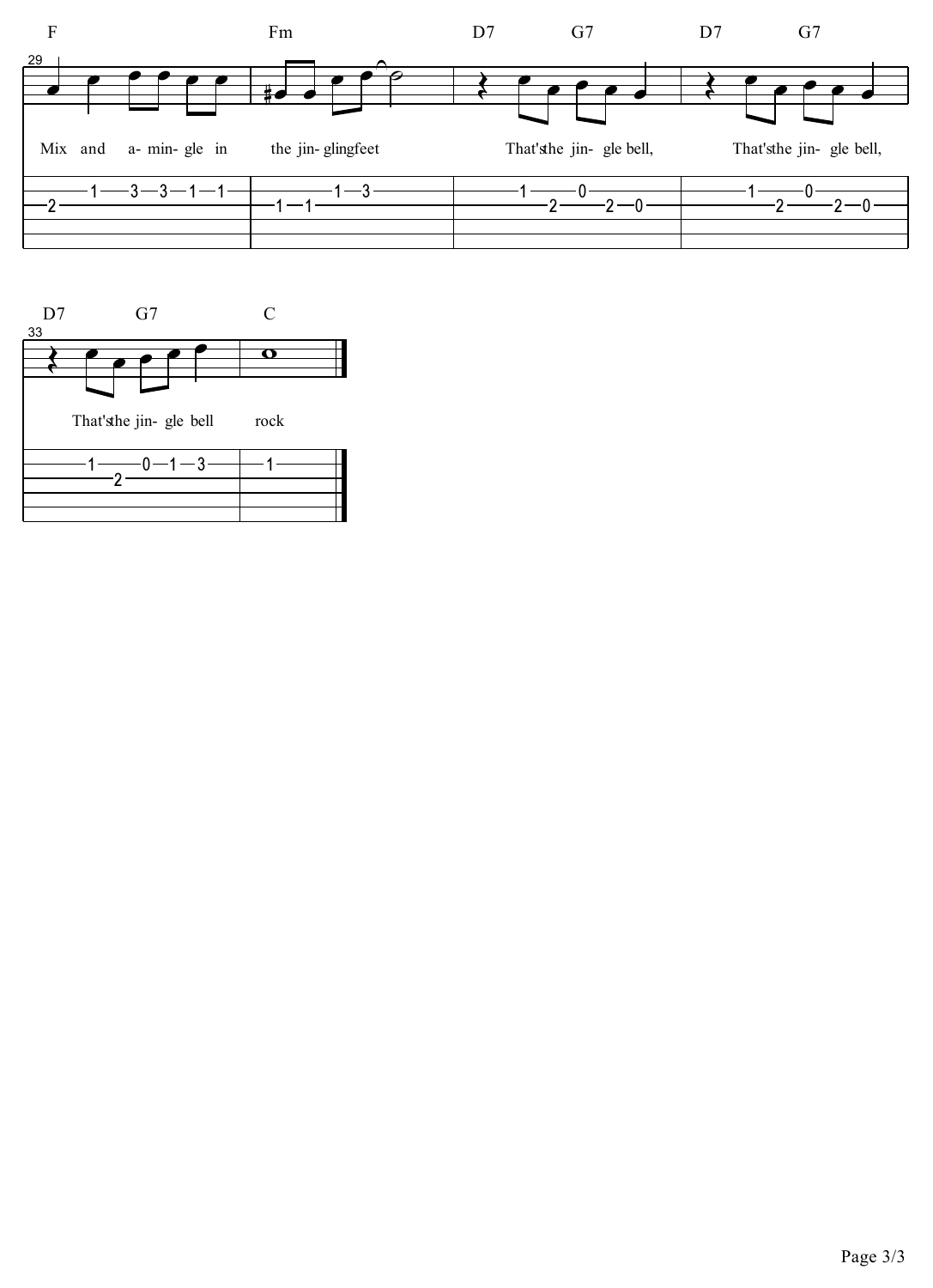F

Fm

D7 G7

D7 G7

29

Mix and a- min- gle in

the jin- gling feet

That's the jin- gle bell,

That's the jin- gle bell,

D7 G7

C

33

That's the jin- gle bell

rock